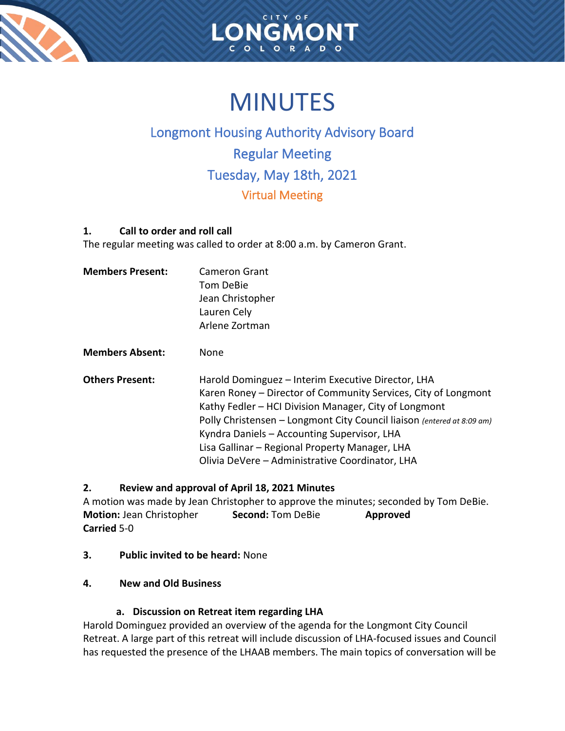# MINUTES

## Longmont Housing Authority Advisory Board

## Regular Meeting

## Tuesday, May 18th, 2021

## Virtual Meeting

**1. Call to order and roll call**

The regular meeting was called to order at 8:00 a.m. by Cameron Grant.

| | |
|---|---|
| **Members Present:** | Cameron Grant<br>Tom DeBie<br>Jean Christopher<br>Lauren Cely<br>Arlene Zortman |
| **Members Absent:** | None |
| **Others Present:** | Harold Dominguez – Interim Executive Director, LHA<br>Karen Roney – Director of Community Services, City of Longmont<br>Kathy Fedler – HCI Division Manager, City of Longmont<br>Polly Christensen – Longmont City Council liaison *(entered at 8:09 am)*<br>Kyndra Daniels – Accounting Supervisor, LHA<br>Lisa Gallinar – Regional Property Manager, LHA<br>Olivia DeVere – Administrative Coordinator, LHA |

**2. Review and approval of April 18, 2021 Minutes**

A motion was made by Jean Christopher to approve the minutes; seconded by Tom DeBie.

**Motion:** Jean Christopher **Second:** Tom DeBie **Approved**
**Carried** 5-0

**3. Public invited to be heard:** None

**4. New and Old Business**

**a. Discussion on Retreat item regarding LHA**

Harold Dominguez provided an overview of the agenda for the Longmont City Council Retreat. A large part of this retreat will include discussion of LHA-focused issues and Council has requested the presence of the LHAAB members. The main topics of conversation will be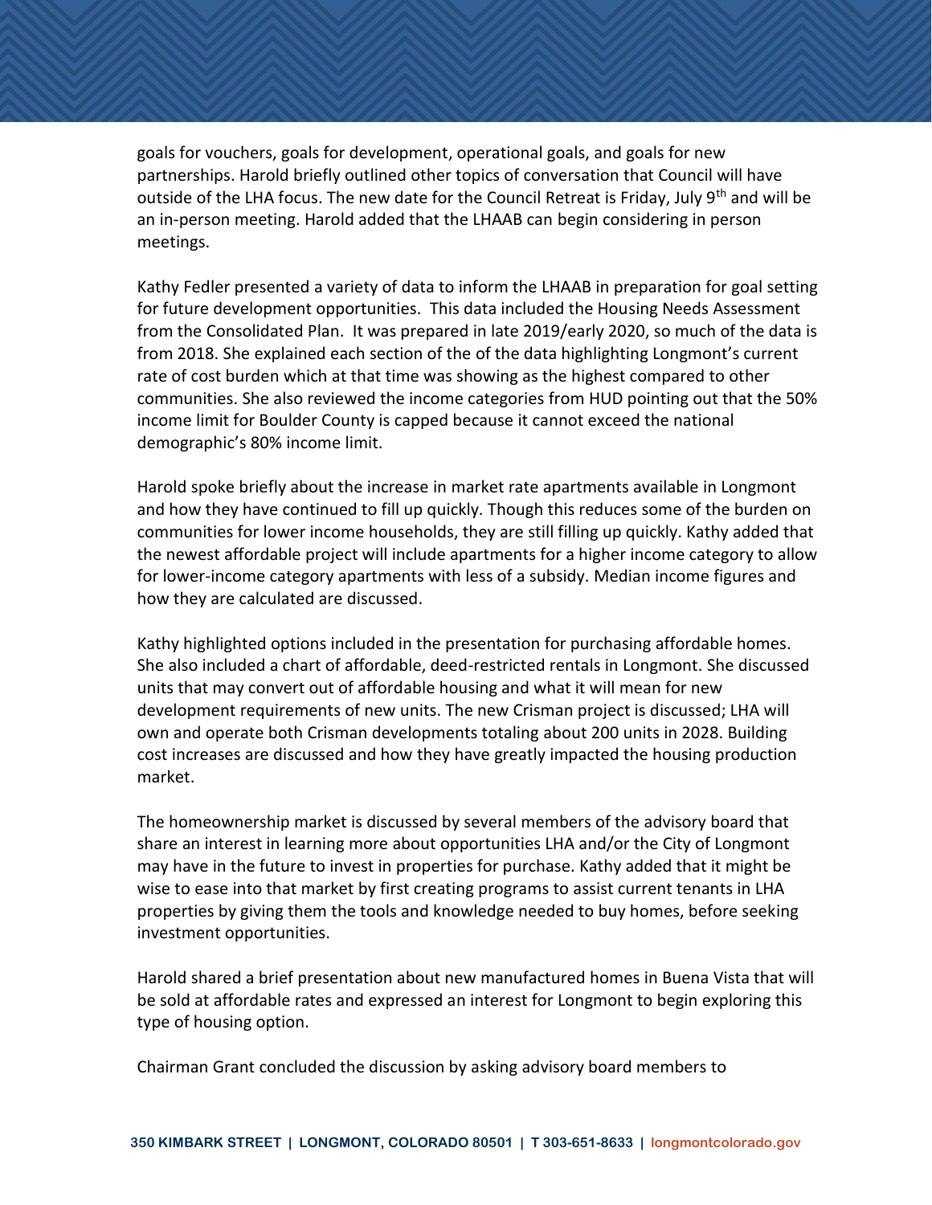goals for vouchers, goals for development, operational goals, and goals for new partnerships. Harold briefly outlined other topics of conversation that Council will have outside of the LHA focus. The new date for the Council Retreat is Friday, July 9th and will be an in-person meeting. Harold added that the LHAAB can begin considering in person meetings.

Kathy Fedler presented a variety of data to inform the LHAAB in preparation for goal setting for future development opportunities. This data included the Housing Needs Assessment from the Consolidated Plan. It was prepared in late 2019/early 2020, so much of the data is from 2018. She explained each section of the of the data highlighting Longmont's current rate of cost burden which at that time was showing as the highest compared to other communities. She also reviewed the income categories from HUD pointing out that the 50% income limit for Boulder County is capped because it cannot exceed the national demographic's 80% income limit.

Harold spoke briefly about the increase in market rate apartments available in Longmont and how they have continued to fill up quickly. Though this reduces some of the burden on communities for lower income households, they are still filling up quickly. Kathy added that the newest affordable project will include apartments for a higher income category to allow for lower-income category apartments with less of a subsidy. Median income figures and how they are calculated are discussed.

Kathy highlighted options included in the presentation for purchasing affordable homes. She also included a chart of affordable, deed-restricted rentals in Longmont. She discussed units that may convert out of affordable housing and what it will mean for new development requirements of new units. The new Crisman project is discussed; LHA will own and operate both Crisman developments totaling about 200 units in 2028. Building cost increases are discussed and how they have greatly impacted the housing production market.

The homeownership market is discussed by several members of the advisory board that share an interest in learning more about opportunities LHA and/or the City of Longmont may have in the future to invest in properties for purchase. Kathy added that it might be wise to ease into that market by first creating programs to assist current tenants in LHA properties by giving them the tools and knowledge needed to buy homes, before seeking investment opportunities.

Harold shared a brief presentation about new manufactured homes in Buena Vista that will be sold at affordable rates and expressed an interest for Longmont to begin exploring this type of housing option.

Chairman Grant concluded the discussion by asking advisory board members to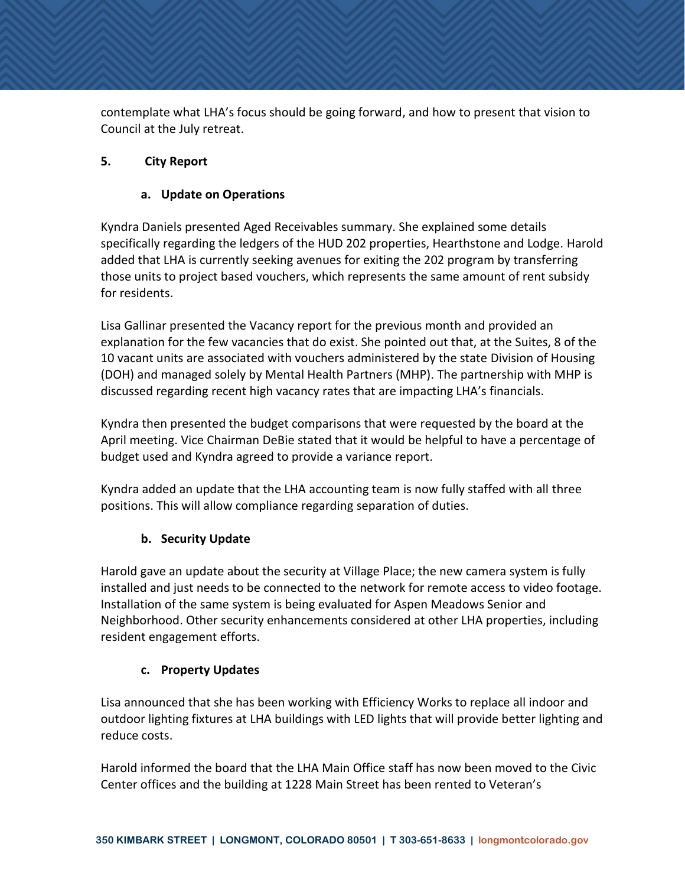contemplate what LHA's focus should be going forward, and how to present that vision to Council at the July retreat.

## 5. City Report

### a. Update on Operations

Kyndra Daniels presented Aged Receivables summary. She explained some details specifically regarding the ledgers of the HUD 202 properties, Hearthstone and Lodge. Harold added that LHA is currently seeking avenues for exiting the 202 program by transferring those units to project based vouchers, which represents the same amount of rent subsidy for residents.

Lisa Gallinar presented the Vacancy report for the previous month and provided an explanation for the few vacancies that do exist. She pointed out that, at the Suites, 8 of the 10 vacant units are associated with vouchers administered by the state Division of Housing (DOH) and managed solely by Mental Health Partners (MHP). The partnership with MHP is discussed regarding recent high vacancy rates that are impacting LHA's financials.

Kyndra then presented the budget comparisons that were requested by the board at the April meeting. Vice Chairman DeBie stated that it would be helpful to have a percentage of budget used and Kyndra agreed to provide a variance report.

Kyndra added an update that the LHA accounting team is now fully staffed with all three positions. This will allow compliance regarding separation of duties.

### b. Security Update

Harold gave an update about the security at Village Place; the new camera system is fully installed and just needs to be connected to the network for remote access to video footage. Installation of the same system is being evaluated for Aspen Meadows Senior and Neighborhood. Other security enhancements considered at other LHA properties, including resident engagement efforts.

### c. Property Updates

Lisa announced that she has been working with Efficiency Works to replace all indoor and outdoor lighting fixtures at LHA buildings with LED lights that will provide better lighting and reduce costs.

Harold informed the board that the LHA Main Office staff has now been moved to the Civic Center offices and the building at 1228 Main Street has been rented to Veteran's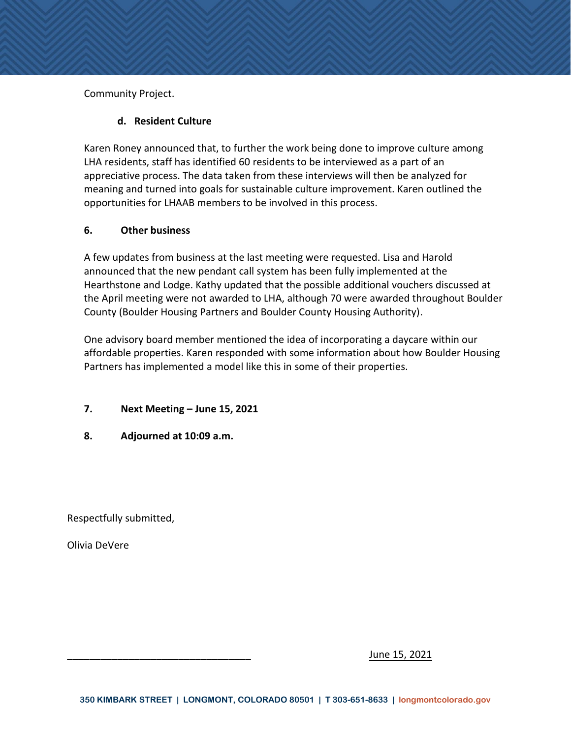Community Project.

**d. Resident Culture**

Karen Roney announced that, to further the work being done to improve culture among LHA residents, staff has identified 60 residents to be interviewed as a part of an appreciative process. The data taken from these interviews will then be analyzed for meaning and turned into goals for sustainable culture improvement. Karen outlined the opportunities for LHAAB members to be involved in this process.

**6. Other business**

A few updates from business at the last meeting were requested. Lisa and Harold announced that the new pendant call system has been fully implemented at the Hearthstone and Lodge. Kathy updated that the possible additional vouchers discussed at the April meeting were not awarded to LHA, although 70 were awarded throughout Boulder County (Boulder Housing Partners and Boulder County Housing Authority).

One advisory board member mentioned the idea of incorporating a daycare within our affordable properties. Karen responded with some information about how Boulder Housing Partners has implemented a model like this in some of their properties.

**7. Next Meeting – June 15, 2021**

**8. Adjourned at 10:09 a.m.**

Respectfully submitted,

Olivia DeVere

_________________________________ June 15, 2021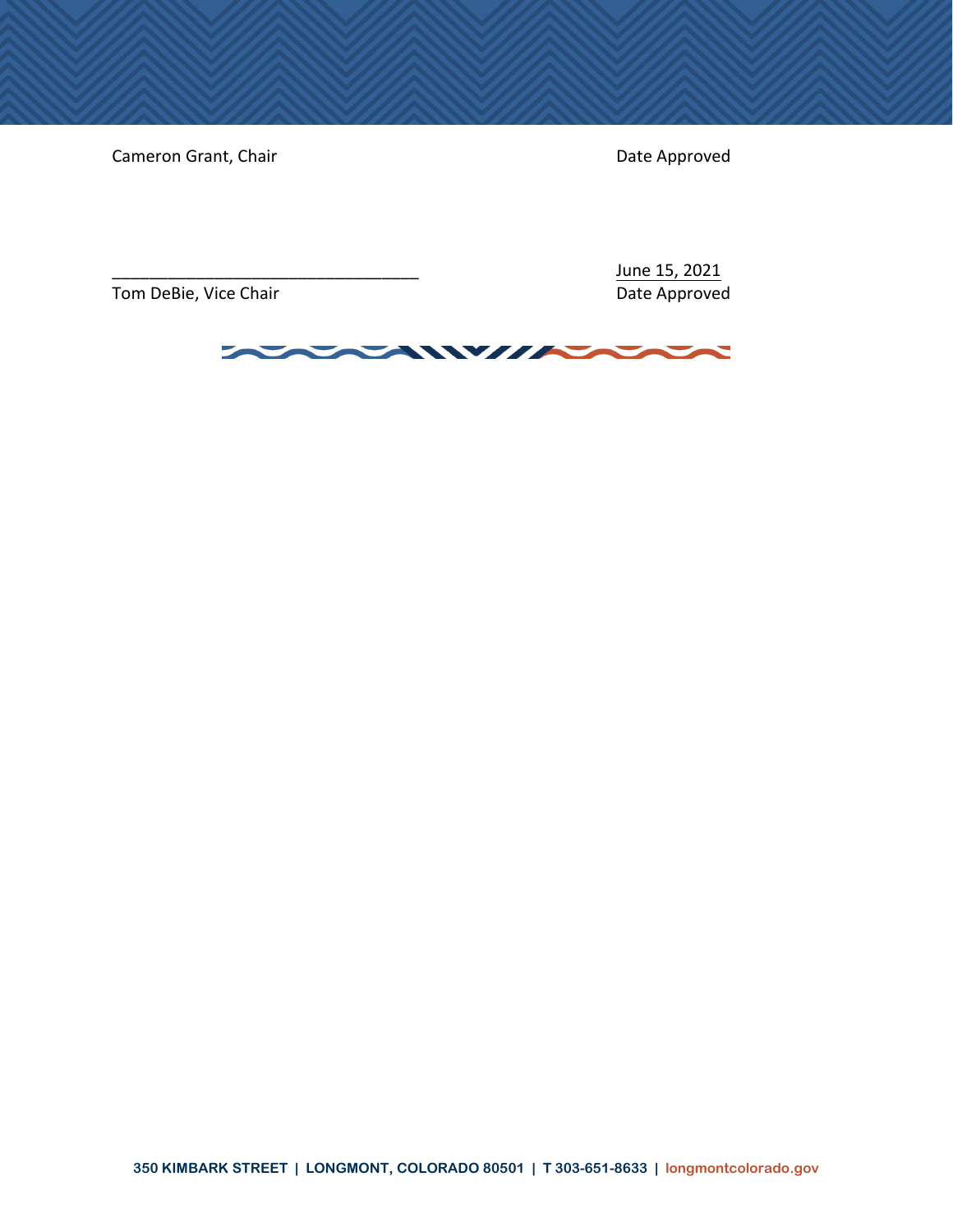Cameron Grant, Chair                                                            Date Approved

\_\_\_\_\_\_\_\_\_\_\_\_\_\_\_\_\_\_\_\_\_\_\_\_\_\_\_\_\_\_\_\_\_\_\_                                    June 15, 2021

Tom DeBie, Vice Chair                                                           Date Approved

350 KIMBARK STREET | LONGMONT, COLORADO 80501 | T 303-651-8633 | longmontcolorado.gov